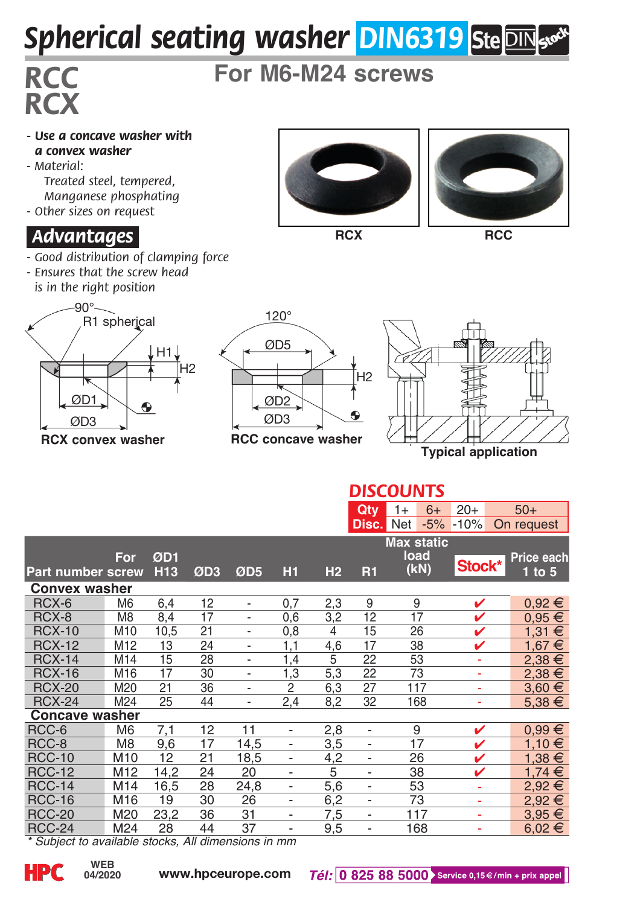# Spherical seating washer DIN6319

## RCC RCX

### For M6-M24 screws

- *Use a concave washer with a convex washer*
- *Material: Treated steel, tempered, Manganese phosphating*
- *Other sizes on request*

RCX RCC

## Advantages

- *Good distribution of clamping force*
- *Ensures that the screw head is in the right position*

90° R1 spherical H1 H2 ØD1 ØD3

**RCX convex washer**

120° ØD5 H2 ØD2 ØD3

**RCC concave washer**

**Typical application**

## DISCOUNTS

| Qty | 1+ | 6+ | 20+ | 50+ |
|---|---|---|---|---|
| Disc. | Net | -5% | -10% | On request |

| Part number | For screw | ØD1 H13 | ØD3 | ØD5 | H1 | H2 | R1 | Max static load (kN) | Stock* | Price each 1 to 5 |
|---|---|---|---|---|---|---|---|---|---|---|
| **Convex washer** | | | | | | | | | | |
| RCX-6 | M6 | 6,4 | 12 | - | 0,7 | 2,3 | 9 | 9 | ✔ | 0,92 € |
| RCX-8 | M8 | 8,4 | 17 | - | 0,6 | 3,2 | 12 | 17 | ✔ | 0,95 € |
| RCX-10 | M10 | 10,5 | 21 | - | 0,8 | 4 | 15 | 26 | ✔ | 1,31 € |
| RCX-12 | M12 | 13 | 24 | - | 1,1 | 4,6 | 17 | 38 | ✔ | 1,67 € |
| RCX-14 | M14 | 15 | 28 | - | 1,4 | 5 | 22 | 53 | - | 2,38 € |
| RCX-16 | M16 | 17 | 30 | - | 1,3 | 5,3 | 22 | 73 | - | 2,38 € |
| RCX-20 | M20 | 21 | 36 | - | 2 | 6,3 | 27 | 117 | - | 3,60 € |
| RCX-24 | M24 | 25 | 44 | - | 2,4 | 8,2 | 32 | 168 | - | 5,38 € |
| **Concave washer** | | | | | | | | | | |
| RCC-6 | M6 | 7,1 | 12 | 11 | - | 2,8 | - | 9 | ✔ | 0,99 € |
| RCC-8 | M8 | 9,6 | 17 | 14,5 | - | 3,5 | - | 17 | ✔ | 1,10 € |
| RCC-10 | M10 | 12 | 21 | 18,5 | - | 4,2 | - | 26 | ✔ | 1,38 € |
| RCC-12 | M12 | 14,2 | 24 | 20 | - | 5 | - | 38 | ✔ | 1,74 € |
| RCC-14 | M14 | 16,5 | 28 | 24,8 | - | 5,6 | - | 53 | - | 2,92 € |
| RCC-16 | M16 | 19 | 30 | 26 | - | 6,2 | - | 73 | - | 2,92 € |
| RCC-20 | M20 | 23,2 | 36 | 31 | - | 7,5 | - | 117 | - | 3,95 € |
| RCC-24 | M24 | 28 | 44 | 37 | - | 9,5 | - | 168 | - | 6,02 € |

*\* Subject to available stocks, All dimensions in mm*

HPC WEB 04/2020 www.hpceurope.com Tél: 0 825 88 5000 Service 0,15 €/min + prix appel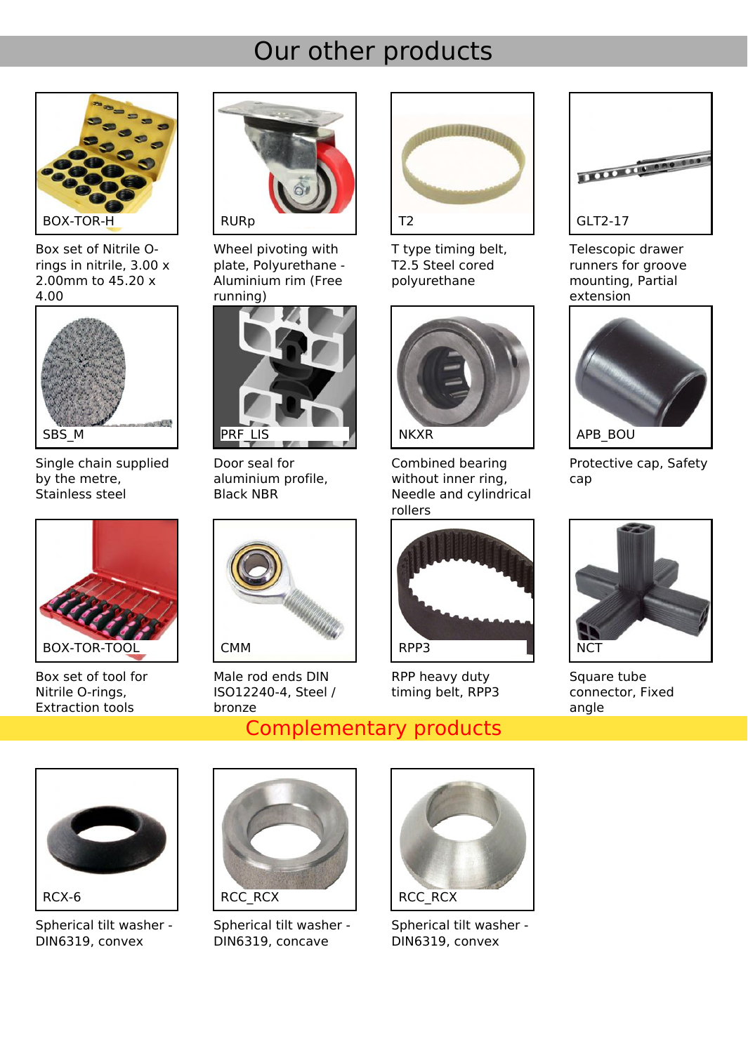# Our other products

BOX-TOR-H

Box set of Nitrile O-rings in nitrile, 3.00 x 2.00mm to 45.20 x 4.00

RURp

Wheel pivoting with plate, Polyurethane - Aluminium rim (Free running)

T2

T type timing belt, T2.5 Steel cored polyurethane

GLT2-17

Telescopic drawer runners for groove mounting, Partial extension

SBS_M

Single chain supplied by the metre, Stainless steel

PRF_LIS

Door seal for aluminium profile, Black NBR

NKXR

Combined bearing without inner ring, Needle and cylindrical rollers

APB_BOU

Protective cap, Safety cap

BOX-TOR-TOOL

Box set of tool for Nitrile O-rings, Extraction tools

CMM

Male rod ends DIN ISO12240-4, Steel / bronze

RPP3

RPP heavy duty timing belt, RPP3

NCT

Square tube connector, Fixed angle

# Complementary products

RCX-6

Spherical tilt washer - DIN6319, convex

RCC_RCX

Spherical tilt washer - DIN6319, concave

RCC_RCX

Spherical tilt washer - DIN6319, convex